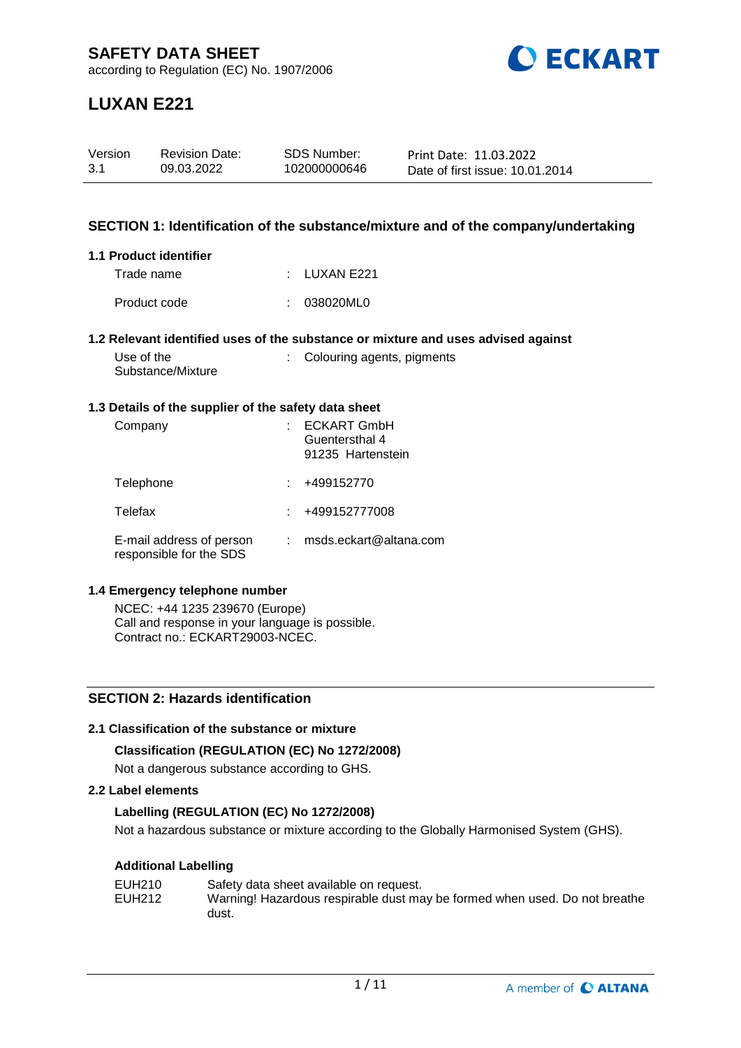# SAFETY DATA SHEET

according to Regulation (EC) No. 1907/2006

# LUXAN E221

| Version | Revision Date: | SDS Number: | Print Date: 11.03.2022 |
|---|---|---|---|
| 3.1 | 09.03.2022 | 102000000646 | Date of first issue: 10.01.2014 |

## SECTION 1: Identification of the substance/mixture and of the company/undertaking

### 1.1 Product identifier

Trade name : LUXAN E221

Product code : 038020ML0

### 1.2 Relevant identified uses of the substance or mixture and uses advised against

Use of the Substance/Mixture : Colouring agents, pigments

### 1.3 Details of the supplier of the safety data sheet

Company : ECKART GmbH
Guentersthal 4
91235 Hartenstein

Telephone : +499152770

Telefax : +499152777008

E-mail address of person responsible for the SDS : msds.eckart@altana.com

### 1.4 Emergency telephone number

NCEC: +44 1235 239670 (Europe)
Call and response in your language is possible.
Contract no.: ECKART29003-NCEC.

## SECTION 2: Hazards identification

### 2.1 Classification of the substance or mixture

**Classification (REGULATION (EC) No 1272/2008)**

Not a dangerous substance according to GHS.

### 2.2 Label elements

**Labelling (REGULATION (EC) No 1272/2008)**

Not a hazardous substance or mixture according to the Globally Harmonised System (GHS).

**Additional Labelling**

EUH210 Safety data sheet available on request.
EUH212 Warning! Hazardous respirable dust may be formed when used. Do not breathe dust.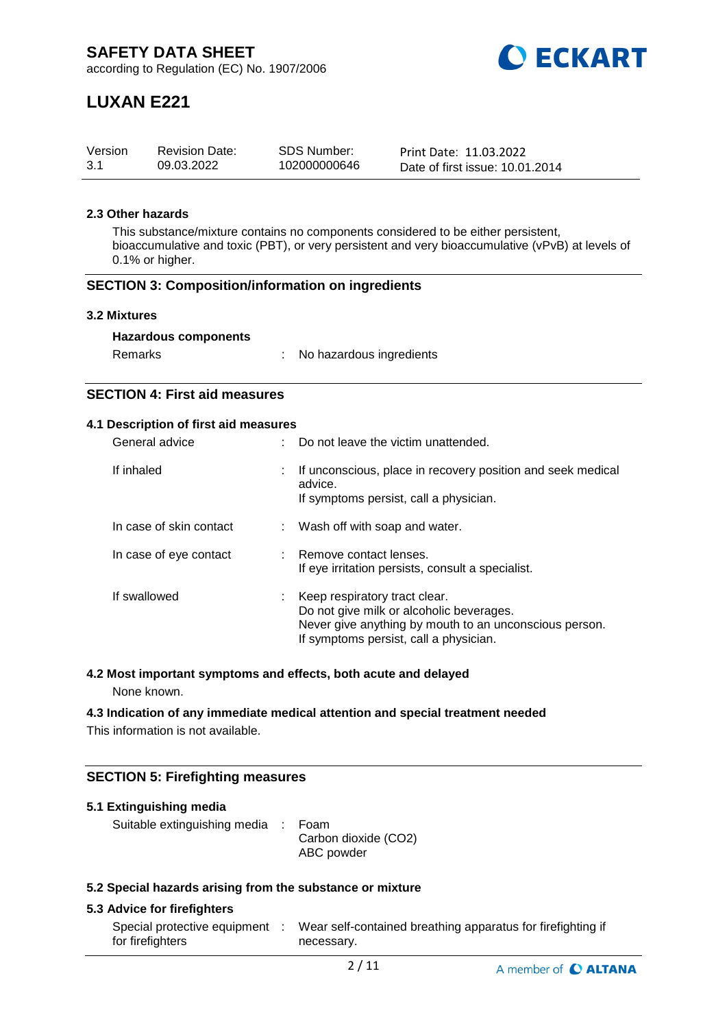#### 2.3 Other hazards

This substance/mixture contains no components considered to be either persistent, bioaccumulative and toxic (PBT), or very persistent and very bioaccumulative (vPvB) at levels of 0.1% or higher.

## SECTION 3: Composition/information on ingredients

#### 3.2 Mixtures

**Hazardous components**

Remarks : No hazardous ingredients

## SECTION 4: First aid measures

#### 4.1 Description of first aid measures

| | |
|---|---|
| General advice | : Do not leave the victim unattended. |
| If inhaled | : If unconscious, place in recovery position and seek medical advice.<br>If symptoms persist, call a physician. |
| In case of skin contact | : Wash off with soap and water. |
| In case of eye contact | : Remove contact lenses.<br>If eye irritation persists, consult a specialist. |
| If swallowed | : Keep respiratory tract clear.<br>Do not give milk or alcoholic beverages.<br>Never give anything by mouth to an unconscious person.<br>If symptoms persist, call a physician. |

#### 4.2 Most important symptoms and effects, both acute and delayed

None known.

#### 4.3 Indication of any immediate medical attention and special treatment needed

This information is not available.

## SECTION 5: Firefighting measures

#### 5.1 Extinguishing media

Suitable extinguishing media : Foam
Carbon dioxide ($CO_2$)
ABC powder

#### 5.2 Special hazards arising from the substance or mixture

#### 5.3 Advice for firefighters

Special protective equipment for firefighters : Wear self-contained breathing apparatus for firefighting if necessary.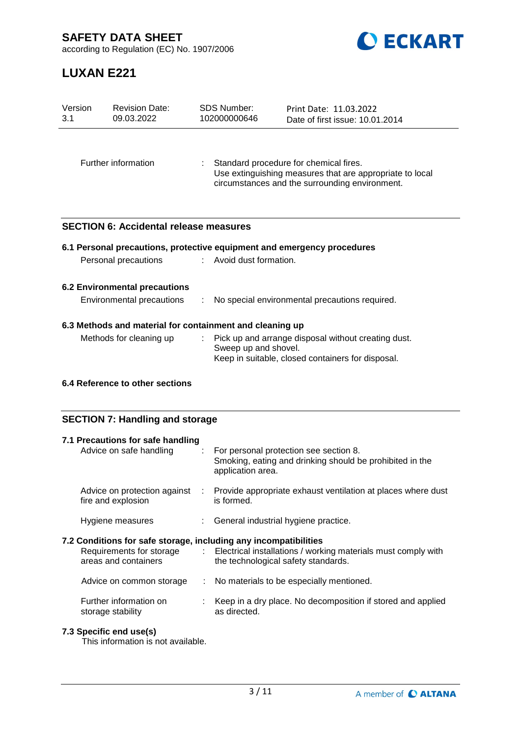| | | |
|---|---|---|
| Further information | : | Standard procedure for chemical fires.<br>Use extinguishing measures that are appropriate to local circumstances and the surrounding environment. |

## SECTION 6: Accidental release measures

### 6.1 Personal precautions, protective equipment and emergency procedures

| | | |
|---|---|---|
| Personal precautions | : | Avoid dust formation. |

### 6.2 Environmental precautions

| | | |
|---|---|---|
| Environmental precautions | : | No special environmental precautions required. |

### 6.3 Methods and material for containment and cleaning up

| | | |
|---|---|---|
| Methods for cleaning up | : | Pick up and arrange disposal without creating dust.<br>Sweep up and shovel.<br>Keep in suitable, closed containers for disposal. |

### 6.4 Reference to other sections

## SECTION 7: Handling and storage

### 7.1 Precautions for safe handling

| | | |
|---|---|---|
| Advice on safe handling | : | For personal protection see section 8.<br>Smoking, eating and drinking should be prohibited in the application area. |
| Advice on protection against fire and explosion | : | Provide appropriate exhaust ventilation at places where dust is formed. |
| Hygiene measures | : | General industrial hygiene practice. |

### 7.2 Conditions for safe storage, including any incompatibilities

| | | |
|---|---|---|
| Requirements for storage areas and containers | : | Electrical installations / working materials must comply with the technological safety standards. |
| Advice on common storage | : | No materials to be especially mentioned. |
| Further information on storage stability | : | Keep in a dry place. No decomposition if stored and applied as directed. |

### 7.3 Specific end use(s)

This information is not available.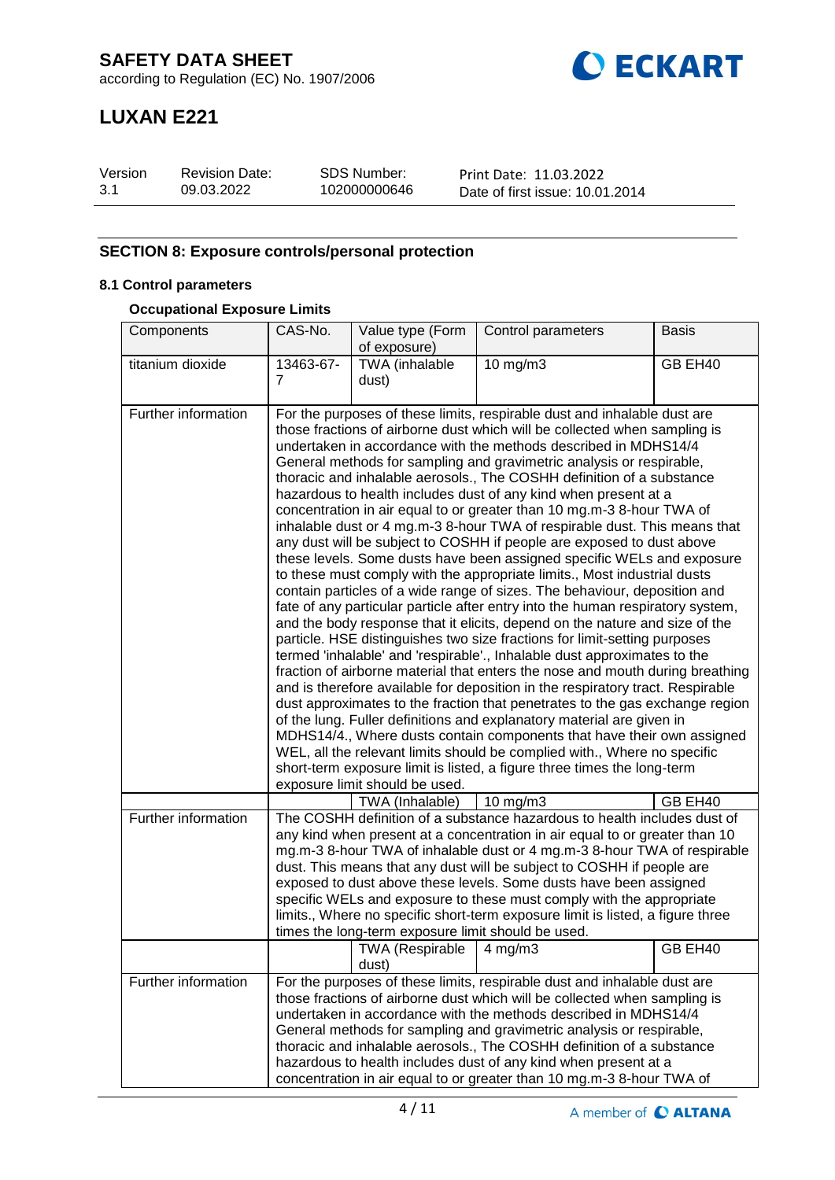## SECTION 8: Exposure controls/personal protection

### 8.1 Control parameters

**Occupational Exposure Limits**

| Components | CAS-No. | Value type (Form of exposure) | Control parameters | Basis |
|---|---|---|---|---|
| titanium dioxide | 13463-67-7 | TWA (inhalable dust) | 10 mg/m3 | GB EH40 |
| Further information | For the purposes of these limits, respirable dust and inhalable dust are those fractions of airborne dust which will be collected when sampling is undertaken in accordance with the methods described in MDHS14/4 General methods for sampling and gravimetric analysis or respirable, thoracic and inhalable aerosols., The COSHH definition of a substance hazardous to health includes dust of any kind when present at a concentration in air equal to or greater than 10 mg.m-3 8-hour TWA of inhalable dust or 4 mg.m-3 8-hour TWA of respirable dust. This means that any dust will be subject to COSHH if people are exposed to dust above these levels. Some dusts have been assigned specific WELs and exposure to these must comply with the appropriate limits., Most industrial dusts contain particles of a wide range of sizes. The behaviour, deposition and fate of any particular particle after entry into the human respiratory system, and the body response that it elicits, depend on the nature and size of the particle. HSE distinguishes two size fractions for limit-setting purposes termed 'inhalable' and 'respirable'., Inhalable dust approximates to the fraction of airborne material that enters the nose and mouth during breathing and is therefore available for deposition in the respiratory tract. Respirable dust approximates to the fraction that penetrates to the gas exchange region of the lung. Fuller definitions and explanatory material are given in MDHS14/4., Where dusts contain components that have their own assigned WEL, all the relevant limits should be complied with., Where no specific short-term exposure limit is listed, a figure three times the long-term exposure limit should be used. | | | |
| | | TWA (Inhalable) | 10 mg/m3 | GB EH40 |
| Further information | The COSHH definition of a substance hazardous to health includes dust of any kind when present at a concentration in air equal to or greater than 10 mg.m-3 8-hour TWA of inhalable dust or 4 mg.m-3 8-hour TWA of respirable dust. This means that any dust will be subject to COSHH if people are exposed to dust above these levels. Some dusts have been assigned specific WELs and exposure to these must comply with the appropriate limits., Where no specific short-term exposure limit is listed, a figure three times the long-term exposure limit should be used. | | | |
| | | TWA (Respirable dust) | 4 mg/m3 | GB EH40 |
| Further information | For the purposes of these limits, respirable dust and inhalable dust are those fractions of airborne dust which will be collected when sampling is undertaken in accordance with the methods described in MDHS14/4 General methods for sampling and gravimetric analysis or respirable, thoracic and inhalable aerosols., The COSHH definition of a substance hazardous to health includes dust of any kind when present at a concentration in air equal to or greater than 10 mg.m-3 8-hour TWA of | | | |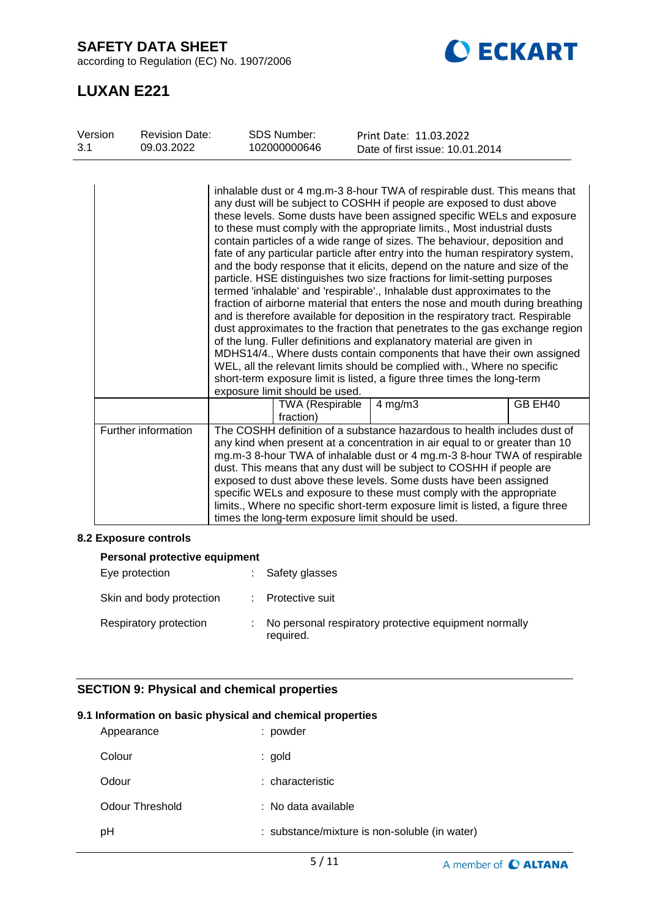| | | | | |
|---|---|---|---|---|
| | inhalable dust or 4 mg.m-3 8-hour TWA of respirable dust. This means that any dust will be subject to COSHH if people are exposed to dust above these levels. Some dusts have been assigned specific WELs and exposure to these must comply with the appropriate limits., Most industrial dusts contain particles of a wide range of sizes. The behaviour, deposition and fate of any particular particle after entry into the human respiratory system, and the body response that it elicits, depend on the nature and size of the particle. HSE distinguishes two size fractions for limit-setting purposes termed 'inhalable' and 'respirable'., Inhalable dust approximates to the fraction of airborne material that enters the nose and mouth during breathing and is therefore available for deposition in the respiratory tract. Respirable dust approximates to the fraction that penetrates to the gas exchange region of the lung. Fuller definitions and explanatory material are given in MDHS14/4., Where dusts contain components that have their own assigned WEL, all the relevant limits should be complied with., Where no specific short-term exposure limit is listed, a figure three times the long-term exposure limit should be used. | | | |
| | | TWA (Respirable fraction) | 4 mg/m3 | GB EH40 |
| Further information | The COSHH definition of a substance hazardous to health includes dust of any kind when present at a concentration in air equal to or greater than 10 mg.m-3 8-hour TWA of inhalable dust or 4 mg.m-3 8-hour TWA of respirable dust. This means that any dust will be subject to COSHH if people are exposed to dust above these levels. Some dusts have been assigned specific WELs and exposure to these must comply with the appropriate limits., Where no specific short-term exposure limit is listed, a figure three times the long-term exposure limit should be used. | | | |

### 8.2 Exposure controls

**Personal protective equipment**

| | | |
|---|---|---|
| Eye protection | : | Safety glasses |
| Skin and body protection | : | Protective suit |
| Respiratory protection | : | No personal respiratory protective equipment normally required. |

## SECTION 9: Physical and chemical properties

### 9.1 Information on basic physical and chemical properties

| | | |
|---|---|---|
| Appearance | : | powder |
| Colour | : | gold |
| Odour | : | characteristic |
| Odour Threshold | : | No data available |
| pH | : | substance/mixture is non-soluble (in water) |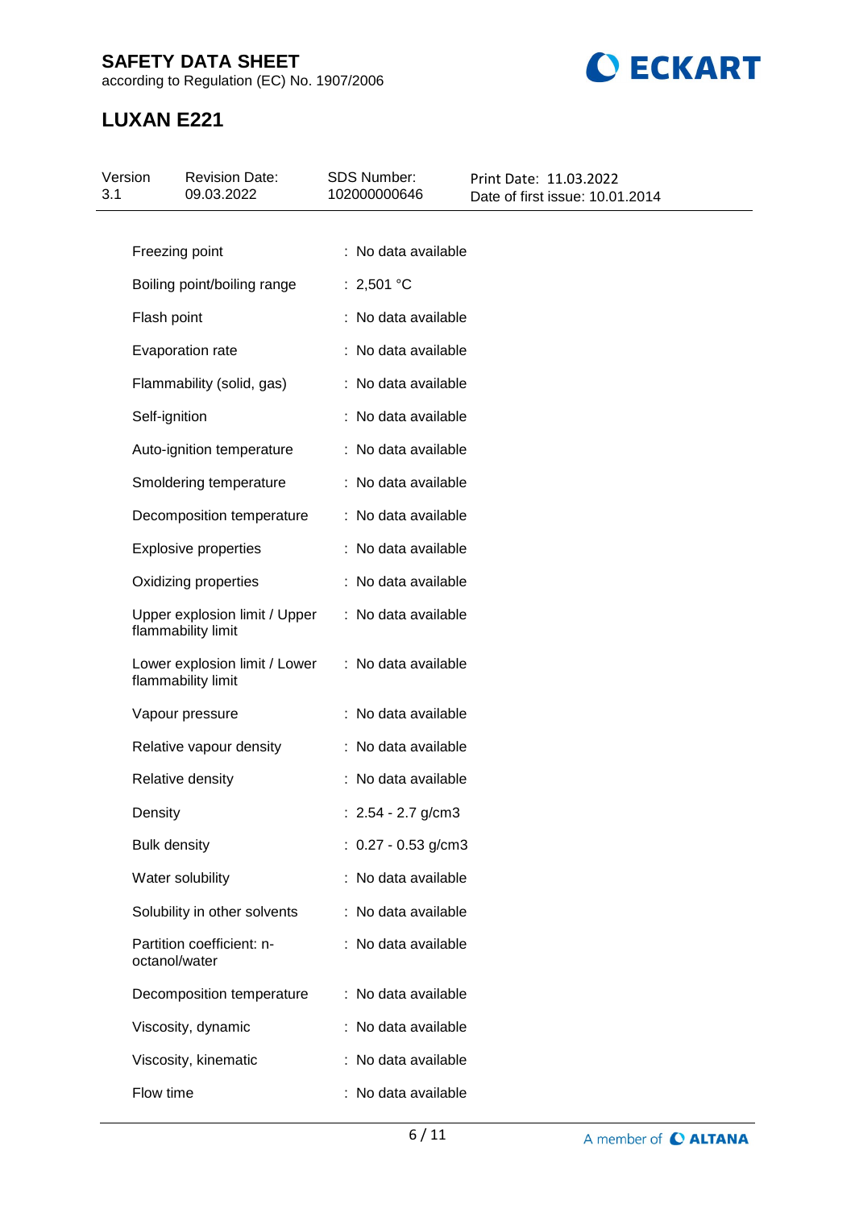| Property | Value |
|---|---|
| Freezing point | : No data available |
| Boiling point/boiling range | : 2,501 °C |
| Flash point | : No data available |
| Evaporation rate | : No data available |
| Flammability (solid, gas) | : No data available |
| Self-ignition | : No data available |
| Auto-ignition temperature | : No data available |
| Smoldering temperature | : No data available |
| Decomposition temperature | : No data available |
| Explosive properties | : No data available |
| Oxidizing properties | : No data available |
| Upper explosion limit / Upper flammability limit | : No data available |
| Lower explosion limit / Lower flammability limit | : No data available |
| Vapour pressure | : No data available |
| Relative vapour density | : No data available |
| Relative density | : No data available |
| Density | : 2.54 - 2.7 g/cm3 |
| Bulk density | : 0.27 - 0.53 g/cm3 |
| Water solubility | : No data available |
| Solubility in other solvents | : No data available |
| Partition coefficient: n-octanol/water | : No data available |
| Decomposition temperature | : No data available |
| Viscosity, dynamic | : No data available |
| Viscosity, kinematic | : No data available |
| Flow time | : No data available |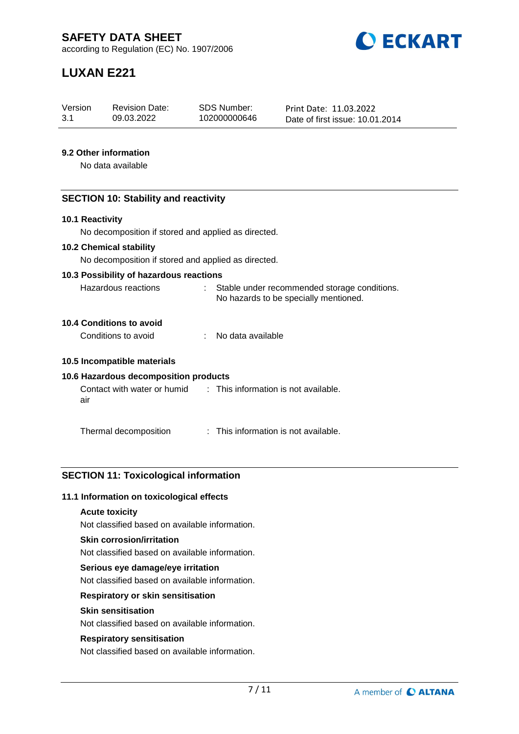### 9.2 Other information

No data available

## SECTION 10: Stability and reactivity

### 10.1 Reactivity

No decomposition if stored and applied as directed.

### 10.2 Chemical stability

No decomposition if stored and applied as directed.

### 10.3 Possibility of hazardous reactions

Hazardous reactions : Stable under recommended storage conditions. No hazards to be specially mentioned.

### 10.4 Conditions to avoid

Conditions to avoid : No data available

### 10.5 Incompatible materials

### 10.6 Hazardous decomposition products

Contact with water or humid air : This information is not available.

Thermal decomposition : This information is not available.

## SECTION 11: Toxicological information

### 11.1 Information on toxicological effects

**Acute toxicity**

Not classified based on available information.

**Skin corrosion/irritation**

Not classified based on available information.

**Serious eye damage/eye irritation**

Not classified based on available information.

**Respiratory or skin sensitisation**

**Skin sensitisation**

Not classified based on available information.

**Respiratory sensitisation**

Not classified based on available information.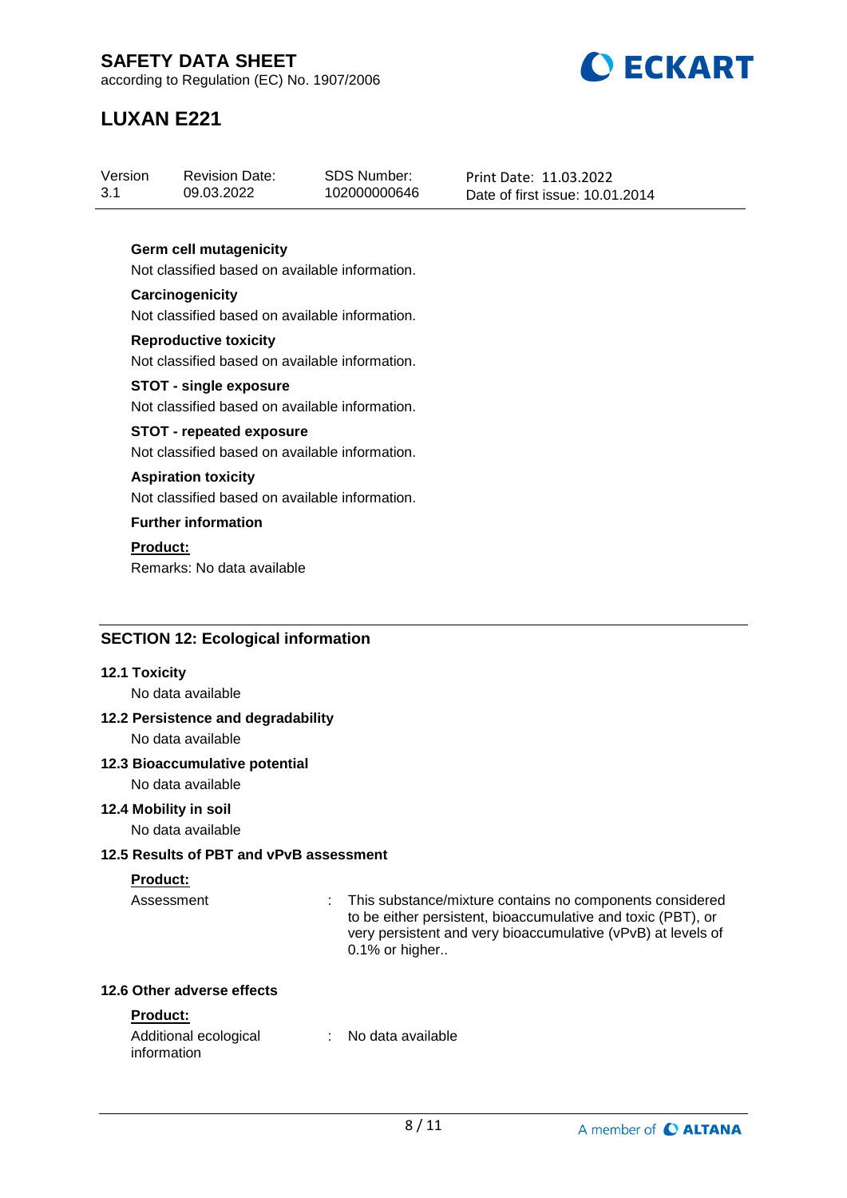**Germ cell mutagenicity**

Not classified based on available information.

**Carcinogenicity**

Not classified based on available information.

**Reproductive toxicity**

Not classified based on available information.

**STOT - single exposure**

Not classified based on available information.

**STOT - repeated exposure**

Not classified based on available information.

**Aspiration toxicity**

Not classified based on available information.

**Further information**

**Product:**

Remarks: No data available

## SECTION 12: Ecological information

### 12.1 Toxicity

No data available

### 12.2 Persistence and degradability

No data available

### 12.3 Bioaccumulative potential

No data available

### 12.4 Mobility in soil

No data available

### 12.5 Results of PBT and vPvB assessment

**Product:**

Assessment : This substance/mixture contains no components considered to be either persistent, bioaccumulative and toxic (PBT), or very persistent and very bioaccumulative (vPvB) at levels of 0.1% or higher..

### 12.6 Other adverse effects

**Product:**

Additional ecological information : No data available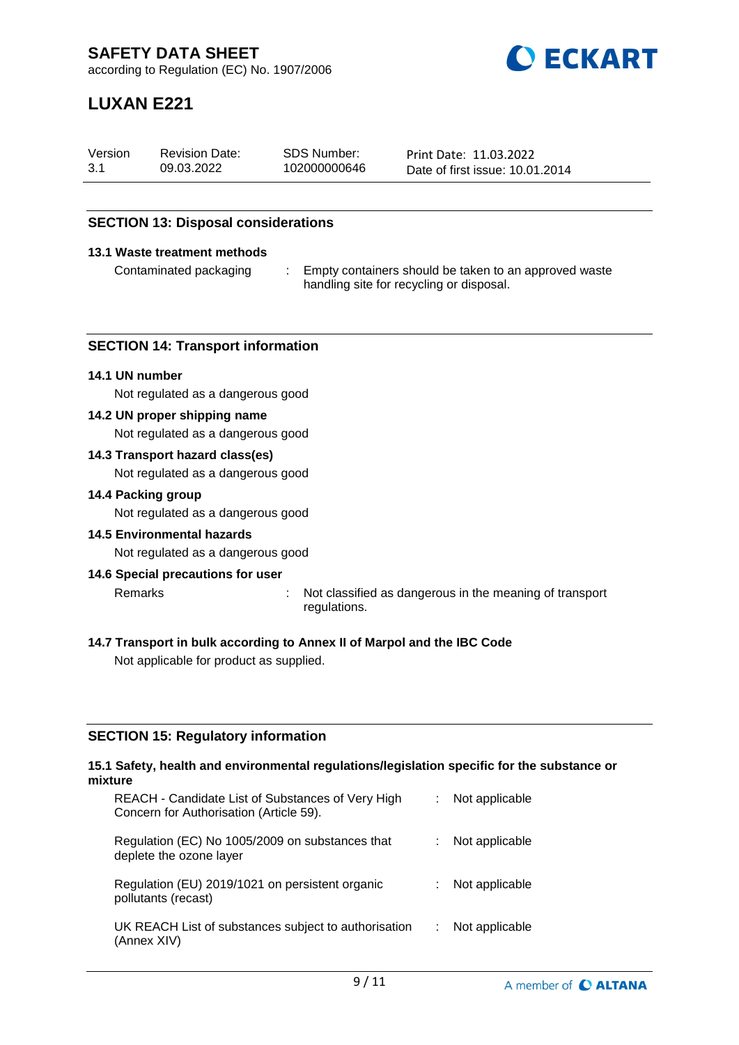## SECTION 13: Disposal considerations

### 13.1 Waste treatment methods

| | |
|---|---|
| Contaminated packaging | : Empty containers should be taken to an approved waste handling site for recycling or disposal. |

## SECTION 14: Transport information

### 14.1 UN number

Not regulated as a dangerous good

### 14.2 UN proper shipping name

Not regulated as a dangerous good

### 14.3 Transport hazard class(es)

Not regulated as a dangerous good

### 14.4 Packing group

Not regulated as a dangerous good

### 14.5 Environmental hazards

Not regulated as a dangerous good

### 14.6 Special precautions for user

| | |
|---|---|
| Remarks | : Not classified as dangerous in the meaning of transport regulations. |

### 14.7 Transport in bulk according to Annex II of Marpol and the IBC Code

Not applicable for product as supplied.

## SECTION 15: Regulatory information

### 15.1 Safety, health and environmental regulations/legislation specific for the substance or mixture

| | |
|---|---|
| REACH - Candidate List of Substances of Very High Concern for Authorisation (Article 59). | : Not applicable |
| Regulation (EC) No 1005/2009 on substances that deplete the ozone layer | : Not applicable |
| Regulation (EU) 2019/1021 on persistent organic pollutants (recast) | : Not applicable |
| UK REACH List of substances subject to authorisation (Annex XIV) | : Not applicable |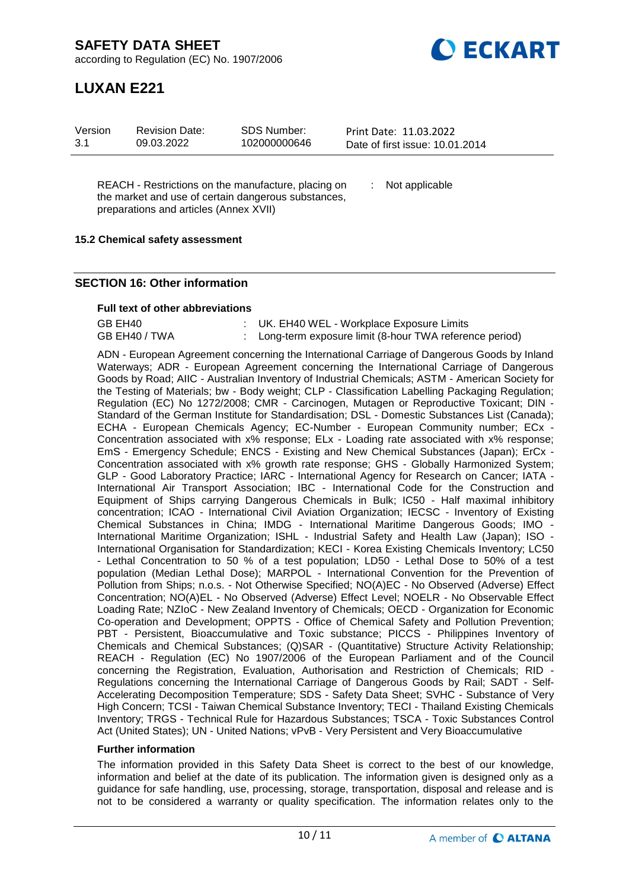| REACH - Restrictions on the manufacture, placing on the market and use of certain dangerous substances, preparations and articles (Annex XVII) | : | Not applicable |
|---|---|---|

**15.2 Chemical safety assessment**

## SECTION 16: Other information

**Full text of other abbreviations**

| GB EH40 | : | UK. EH40 WEL - Workplace Exposure Limits |
|---|---|---|
| GB EH40 / TWA | : | Long-term exposure limit (8-hour TWA reference period) |

ADN - European Agreement concerning the International Carriage of Dangerous Goods by Inland Waterways; ADR - European Agreement concerning the International Carriage of Dangerous Goods by Road; AIIC - Australian Inventory of Industrial Chemicals; ASTM - American Society for the Testing of Materials; bw - Body weight; CLP - Classification Labelling Packaging Regulation; Regulation (EC) No 1272/2008; CMR - Carcinogen, Mutagen or Reproductive Toxicant; DIN - Standard of the German Institute for Standardisation; DSL - Domestic Substances List (Canada); ECHA - European Chemicals Agency; EC-Number - European Community number; ECx - Concentration associated with x% response; ELx - Loading rate associated with x% response; EmS - Emergency Schedule; ENCS - Existing and New Chemical Substances (Japan); ErCx - Concentration associated with x% growth rate response; GHS - Globally Harmonized System; GLP - Good Laboratory Practice; IARC - International Agency for Research on Cancer; IATA - International Air Transport Association; IBC - International Code for the Construction and Equipment of Ships carrying Dangerous Chemicals in Bulk; IC50 - Half maximal inhibitory concentration; ICAO - International Civil Aviation Organization; IECSC - Inventory of Existing Chemical Substances in China; IMDG - International Maritime Dangerous Goods; IMO - International Maritime Organization; ISHL - Industrial Safety and Health Law (Japan); ISO - International Organisation for Standardization; KECI - Korea Existing Chemicals Inventory; LC50 - Lethal Concentration to 50 % of a test population; LD50 - Lethal Dose to 50% of a test population (Median Lethal Dose); MARPOL - International Convention for the Prevention of Pollution from Ships; n.o.s. - Not Otherwise Specified; NO(A)EC - No Observed (Adverse) Effect Concentration; NO(A)EL - No Observed (Adverse) Effect Level; NOELR - No Observable Effect Loading Rate; NZIoC - New Zealand Inventory of Chemicals; OECD - Organization for Economic Co-operation and Development; OPPTS - Office of Chemical Safety and Pollution Prevention; PBT - Persistent, Bioaccumulative and Toxic substance; PICCS - Philippines Inventory of Chemicals and Chemical Substances; (Q)SAR - (Quantitative) Structure Activity Relationship; REACH - Regulation (EC) No 1907/2006 of the European Parliament and of the Council concerning the Registration, Evaluation, Authorisation and Restriction of Chemicals; RID - Regulations concerning the International Carriage of Dangerous Goods by Rail; SADT - Self-Accelerating Decomposition Temperature; SDS - Safety Data Sheet; SVHC - Substance of Very High Concern; TCSI - Taiwan Chemical Substance Inventory; TECI - Thailand Existing Chemicals Inventory; TRGS - Technical Rule for Hazardous Substances; TSCA - Toxic Substances Control Act (United States); UN - United Nations; vPvB - Very Persistent and Very Bioaccumulative

**Further information**

The information provided in this Safety Data Sheet is correct to the best of our knowledge, information and belief at the date of its publication. The information given is designed only as a guidance for safe handling, use, processing, storage, transportation, disposal and release and is not to be considered a warranty or quality specification. The information relates only to the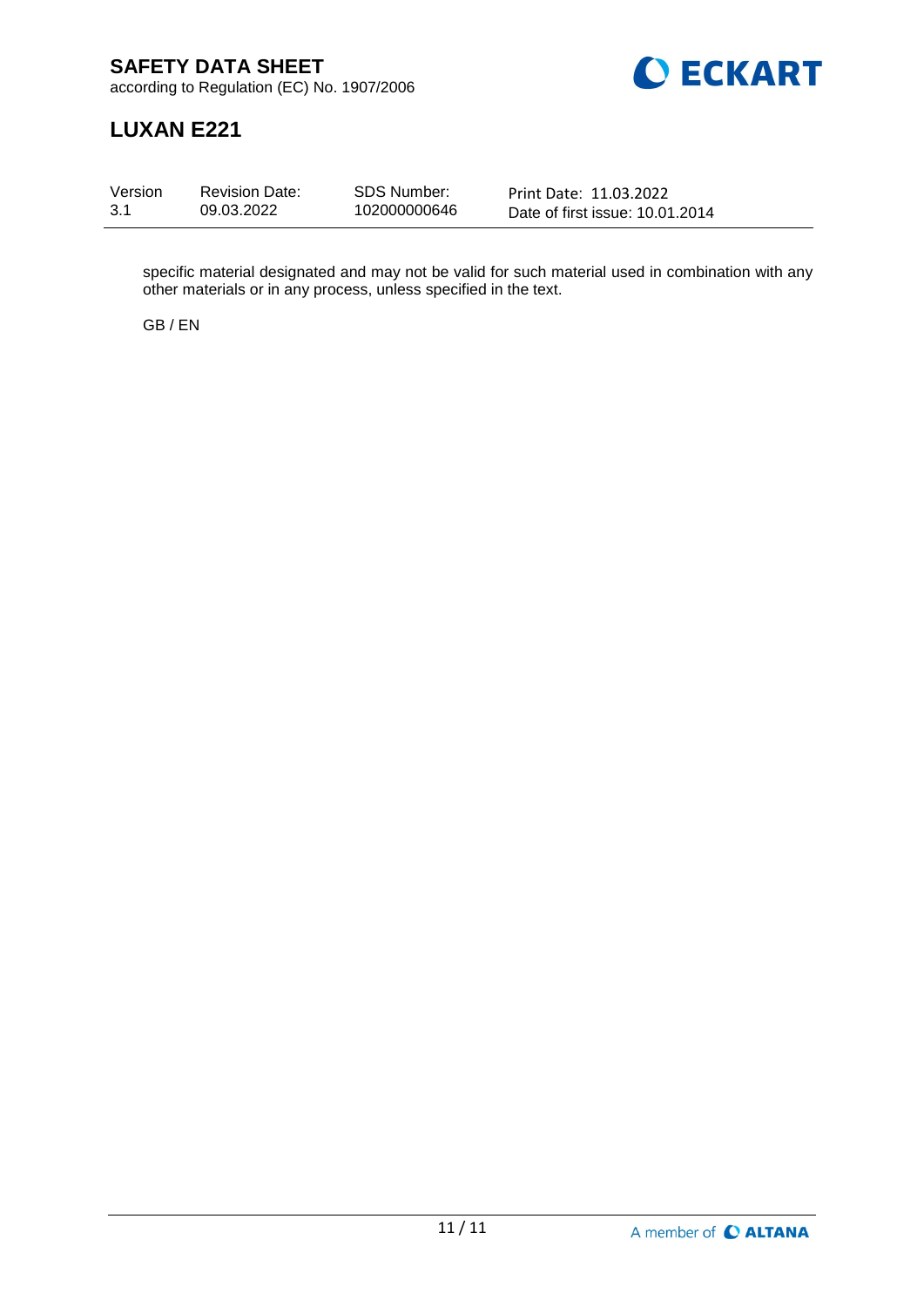specific material designated and may not be valid for such material used in combination with any other materials or in any process, unless specified in the text.

GB / EN